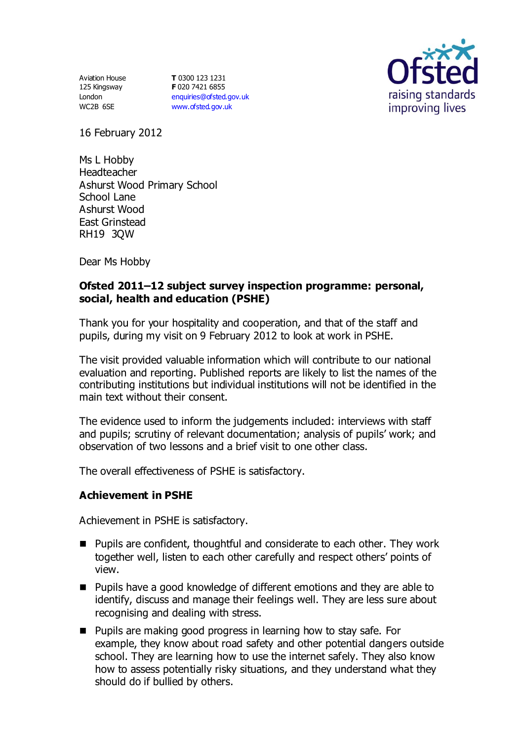Aviation House
125 Kingsway
London
WC2B 6SE

**T** 0300 123 1231
**F** 020 7421 6855
enquiries@ofsted.gov.uk
www.ofsted.gov.uk

Ofsted
raising standards
improving lives

16 February 2012

Ms L Hobby
Headteacher
Ashurst Wood Primary School
School Lane
Ashurst Wood
East Grinstead
RH19 3QW

Dear Ms Hobby

**Ofsted 2011–12 subject survey inspection programme: personal, social, health and education (PSHE)**

Thank you for your hospitality and cooperation, and that of the staff and pupils, during my visit on 9 February 2012 to look at work in PSHE.

The visit provided valuable information which will contribute to our national evaluation and reporting. Published reports are likely to list the names of the contributing institutions but individual institutions will not be identified in the main text without their consent.

The evidence used to inform the judgements included: interviews with staff and pupils; scrutiny of relevant documentation; analysis of pupils' work; and observation of two lessons and a brief visit to one other class.

The overall effectiveness of PSHE is satisfactory.

**Achievement in PSHE**

Achievement in PSHE is satisfactory.

- Pupils are confident, thoughtful and considerate to each other. They work together well, listen to each other carefully and respect others' points of view.
- Pupils have a good knowledge of different emotions and they are able to identify, discuss and manage their feelings well. They are less sure about recognising and dealing with stress.
- Pupils are making good progress in learning how to stay safe. For example, they know about road safety and other potential dangers outside school. They are learning how to use the internet safely. They also know how to assess potentially risky situations, and they understand what they should do if bullied by others.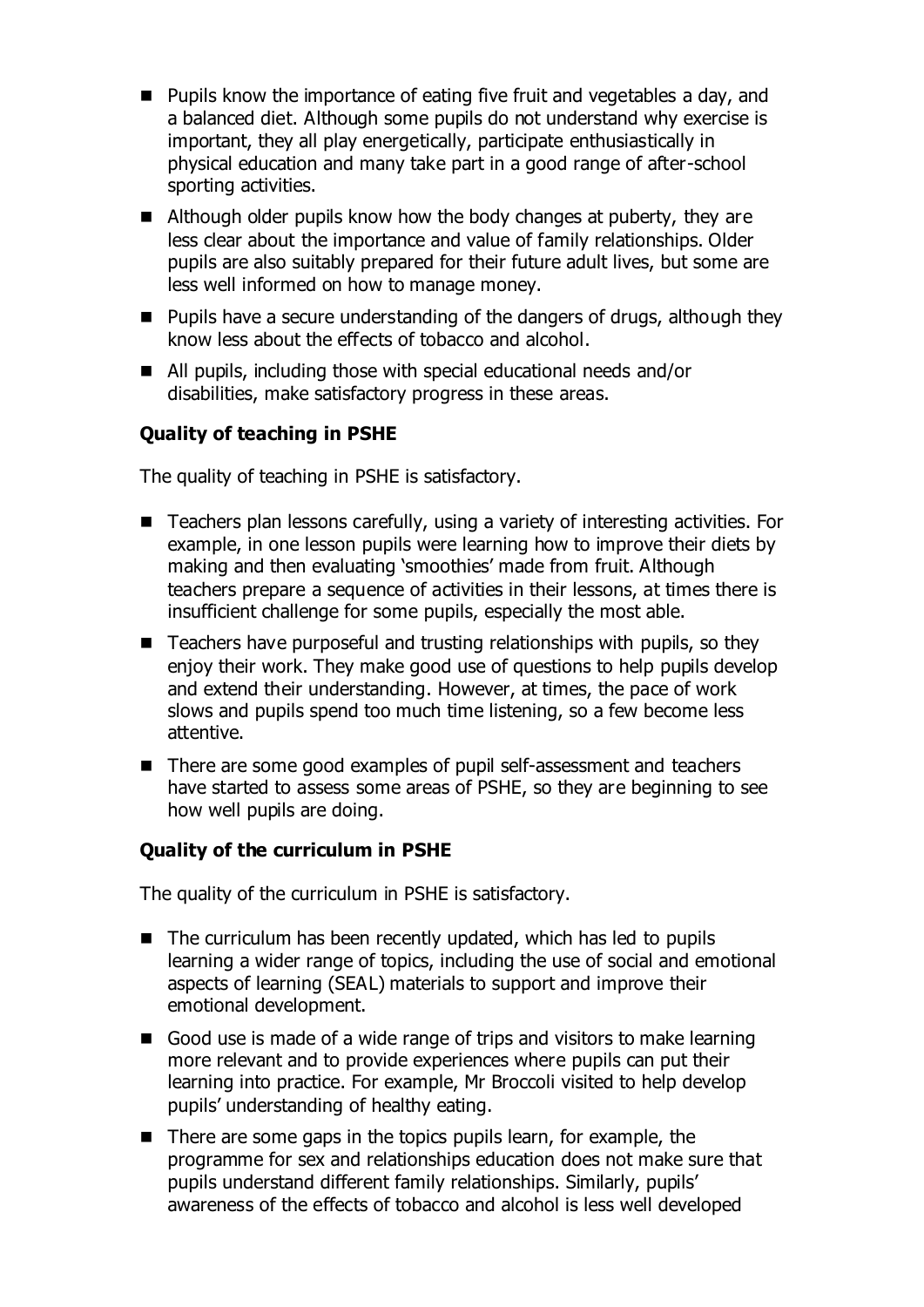- Pupils know the importance of eating five fruit and vegetables a day, and a balanced diet. Although some pupils do not understand why exercise is important, they all play energetically, participate enthusiastically in physical education and many take part in a good range of after-school sporting activities.
- Although older pupils know how the body changes at puberty, they are less clear about the importance and value of family relationships. Older pupils are also suitably prepared for their future adult lives, but some are less well informed on how to manage money.
- Pupils have a secure understanding of the dangers of drugs, although they know less about the effects of tobacco and alcohol.
- All pupils, including those with special educational needs and/or disabilities, make satisfactory progress in these areas.

**Quality of teaching in PSHE**

The quality of teaching in PSHE is satisfactory.

- Teachers plan lessons carefully, using a variety of interesting activities. For example, in one lesson pupils were learning how to improve their diets by making and then evaluating 'smoothies' made from fruit. Although teachers prepare a sequence of activities in their lessons, at times there is insufficient challenge for some pupils, especially the most able.
- Teachers have purposeful and trusting relationships with pupils, so they enjoy their work. They make good use of questions to help pupils develop and extend their understanding. However, at times, the pace of work slows and pupils spend too much time listening, so a few become less attentive.
- There are some good examples of pupil self-assessment and teachers have started to assess some areas of PSHE, so they are beginning to see how well pupils are doing.

**Quality of the curriculum in PSHE**

The quality of the curriculum in PSHE is satisfactory.

- The curriculum has been recently updated, which has led to pupils learning a wider range of topics, including the use of social and emotional aspects of learning (SEAL) materials to support and improve their emotional development.
- Good use is made of a wide range of trips and visitors to make learning more relevant and to provide experiences where pupils can put their learning into practice. For example, Mr Broccoli visited to help develop pupils' understanding of healthy eating.
- There are some gaps in the topics pupils learn, for example, the programme for sex and relationships education does not make sure that pupils understand different family relationships. Similarly, pupils' awareness of the effects of tobacco and alcohol is less well developed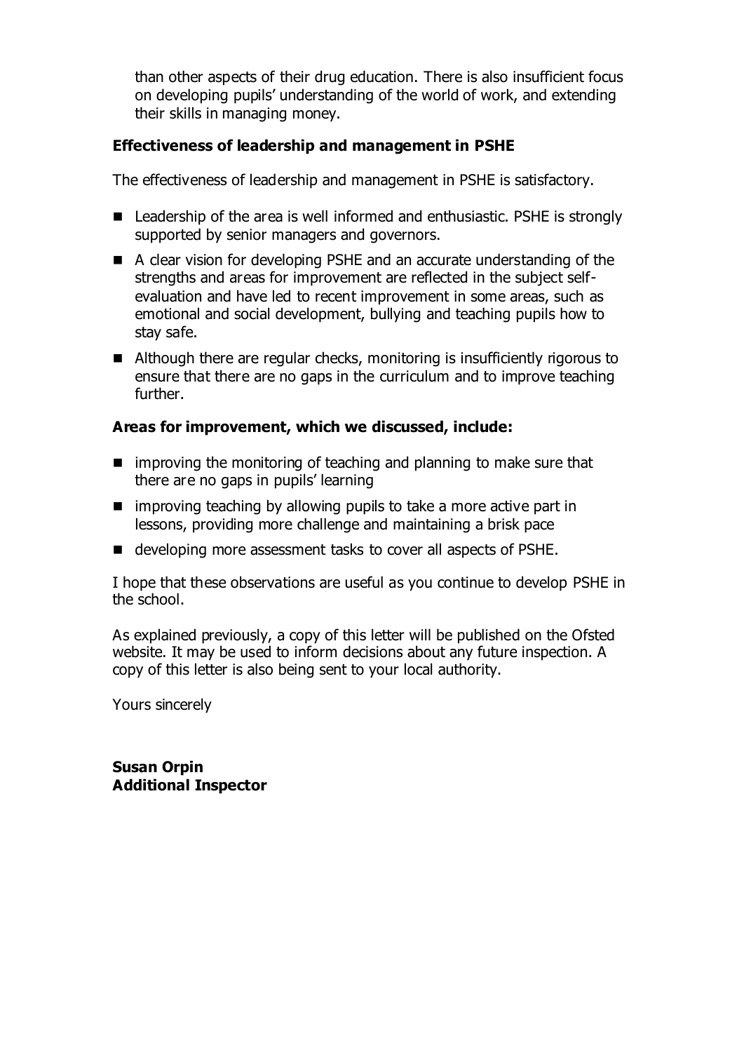than other aspects of their drug education. There is also insufficient focus on developing pupils' understanding of the world of work, and extending their skills in managing money.

**Effectiveness of leadership and management in PSHE**

The effectiveness of leadership and management in PSHE is satisfactory.

- Leadership of the area is well informed and enthusiastic. PSHE is strongly supported by senior managers and governors.
- A clear vision for developing PSHE and an accurate understanding of the strengths and areas for improvement are reflected in the subject self-evaluation and have led to recent improvement in some areas, such as emotional and social development, bullying and teaching pupils how to stay safe.
- Although there are regular checks, monitoring is insufficiently rigorous to ensure that there are no gaps in the curriculum and to improve teaching further.

**Areas for improvement, which we discussed, include:**

- improving the monitoring of teaching and planning to make sure that there are no gaps in pupils' learning
- improving teaching by allowing pupils to take a more active part in lessons, providing more challenge and maintaining a brisk pace
- developing more assessment tasks to cover all aspects of PSHE.

I hope that these observations are useful as you continue to develop PSHE in the school.

As explained previously, a copy of this letter will be published on the Ofsted website. It may be used to inform decisions about any future inspection. A copy of this letter is also being sent to your local authority.

Yours sincerely

**Susan Orpin**
**Additional Inspector**